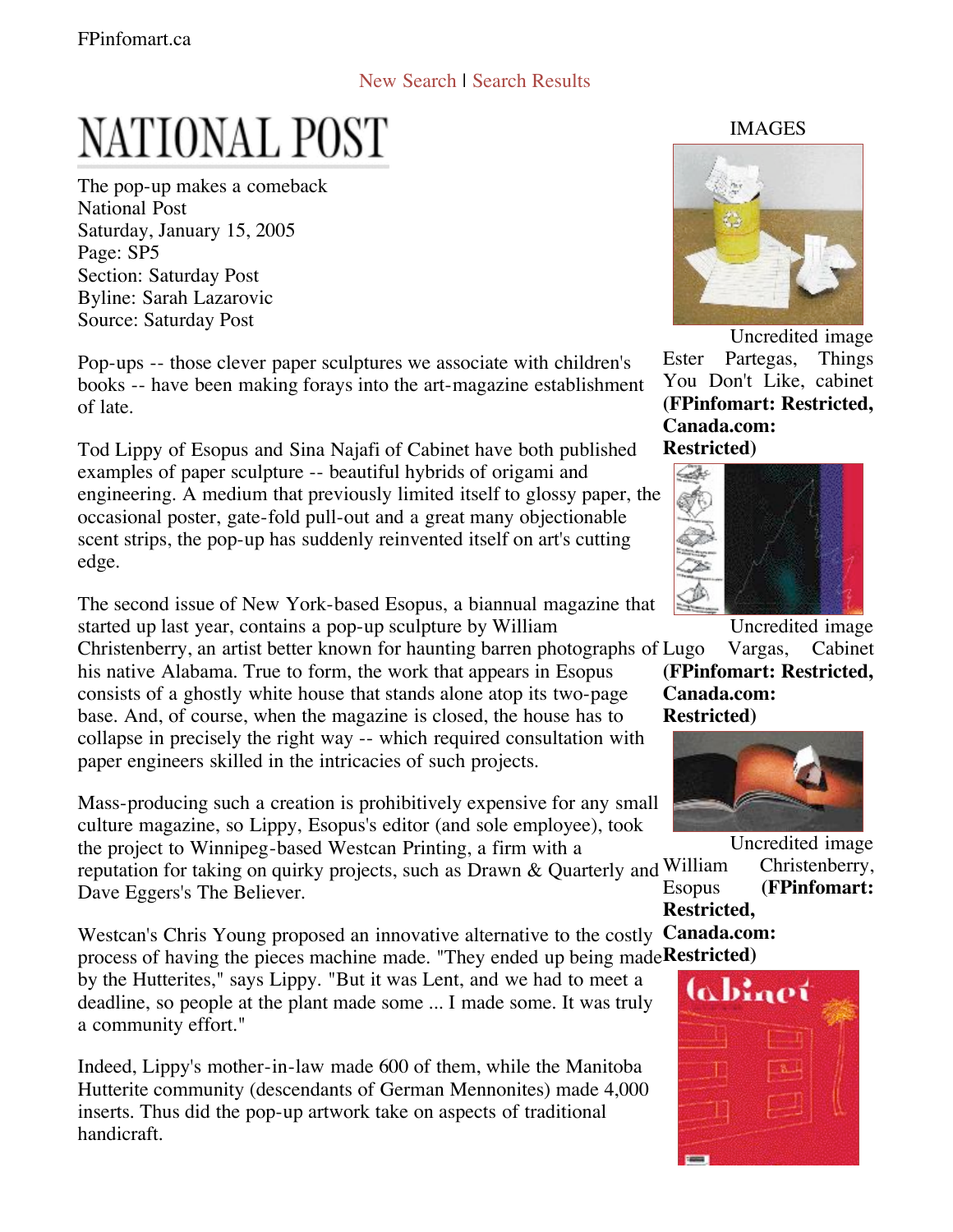FPinfomart.ca

New Search | Search Results

# NATIONAL POST

The pop-up makes a comeback
National Post
Saturday, January 15, 2005
Page: SP5
Section: Saturday Post
Byline: Sarah Lazarovic
Source: Saturday Post

Pop-ups -- those clever paper sculptures we associate with children's books -- have been making forays into the art-magazine establishment of late.

Tod Lippy of Esopus and Sina Najafi of Cabinet have both published examples of paper sculpture -- beautiful hybrids of origami and engineering. A medium that previously limited itself to glossy paper, the occasional poster, gate-fold pull-out and a great many objectionable scent strips, the pop-up has suddenly reinvented itself on art's cutting edge.

The second issue of New York-based Esopus, a biannual magazine that started up last year, contains a pop-up sculpture by William Christenberry, an artist better known for haunting barren photographs of his native Alabama. True to form, the work that appears in Esopus consists of a ghostly white house that stands alone atop its two-page base. And, of course, when the magazine is closed, the house has to collapse in precisely the right way -- which required consultation with paper engineers skilled in the intricacies of such projects.

Mass-producing such a creation is prohibitively expensive for any small culture magazine, so Lippy, Esopus's editor (and sole employee), took the project to Winnipeg-based Westcan Printing, a firm with a reputation for taking on quirky projects, such as Drawn & Quarterly and Dave Eggers's The Believer.

Westcan's Chris Young proposed an innovative alternative to the costly process of having the pieces machine made. "They ended up being made by the Hutterites," says Lippy. "But it was Lent, and we had to meet a deadline, so people at the plant made some ... I made some. It was truly a community effort."

Indeed, Lippy's mother-in-law made 600 of them, while the Manitoba Hutterite community (descendants of German Mennonites) made 4,000 inserts. Thus did the pop-up artwork take on aspects of traditional handicraft.

IMAGES

Uncredited image
Ester Partegas, Things You Don't Like, cabinet **(FPinfomart: Restricted, Canada.com: Restricted)**

Uncredited image
Lugo Vargas, Cabinet **(FPinfomart: Restricted, Canada.com: Restricted)**

Uncredited image
William Christenberry, Esopus **(FPinfomart: Restricted, Canada.com: Restricted)**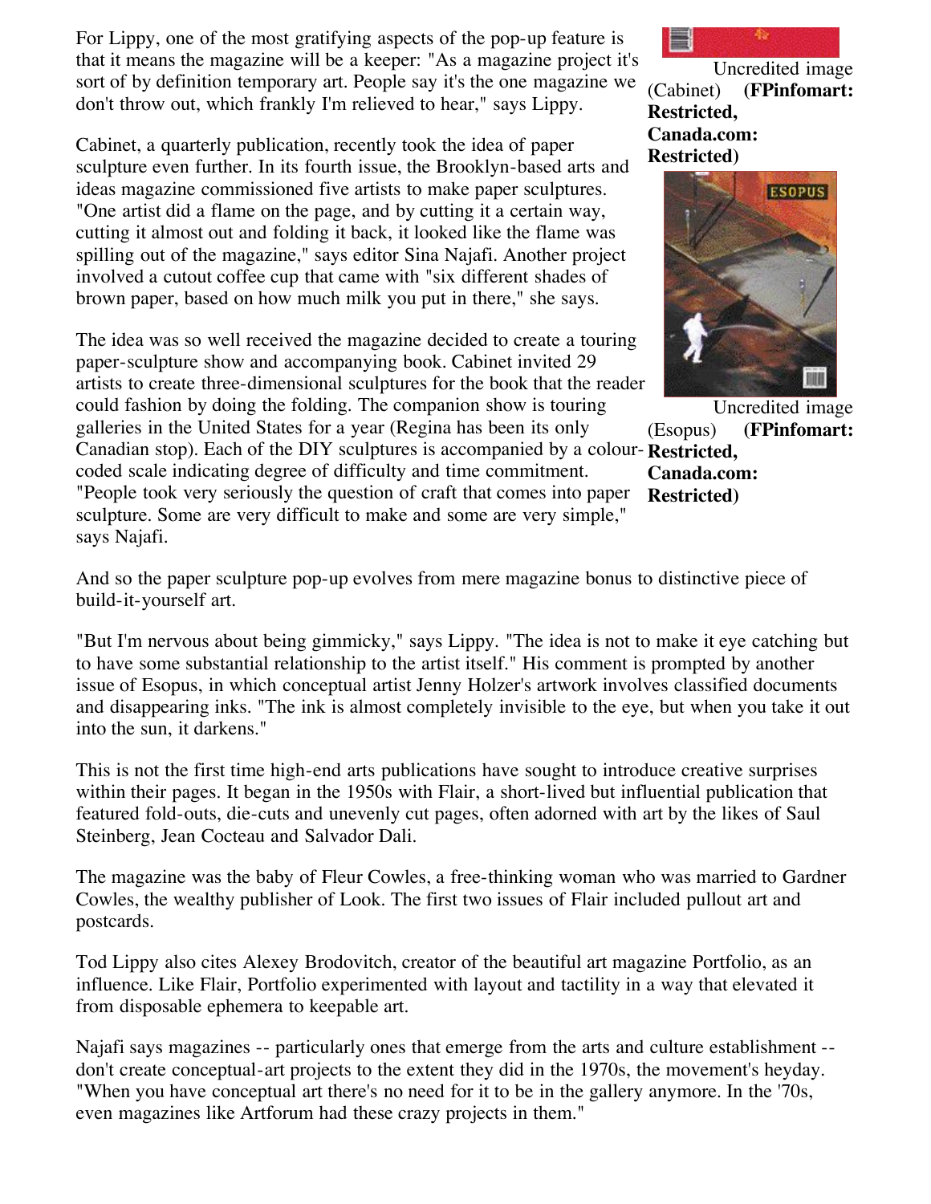For Lippy, one of the most gratifying aspects of the pop-up feature is that it means the magazine will be a keeper: "As a magazine project it's sort of by definition temporary art. People say it's the one magazine we don't throw out, which frankly I'm relieved to hear," says Lippy.

Uncredited image (Cabinet) **(FPinfomart: Restricted, Canada.com: Restricted)**

Cabinet, a quarterly publication, recently took the idea of paper sculpture even further. In its fourth issue, the Brooklyn-based arts and ideas magazine commissioned five artists to make paper sculptures. "One artist did a flame on the page, and by cutting it a certain way, cutting it almost out and folding it back, it looked like the flame was spilling out of the magazine," says editor Sina Najafi. Another project involved a cutout coffee cup that came with "six different shades of brown paper, based on how much milk you put in there," she says.

The idea was so well received the magazine decided to create a touring paper-sculpture show and accompanying book. Cabinet invited 29 artists to create three-dimensional sculptures for the book that the reader could fashion by doing the folding. The companion show is touring galleries in the United States for a year (Regina has been its only Canadian stop). Each of the DIY sculptures is accompanied by a colour-coded scale indicating degree of difficulty and time commitment. "People took very seriously the question of craft that comes into paper sculpture. Some are very difficult to make and some are very simple," says Najafi.

Uncredited image (Esopus) **(FPinfomart: Restricted, Canada.com: Restricted)**

And so the paper sculpture pop-up evolves from mere magazine bonus to distinctive piece of build-it-yourself art.

"But I'm nervous about being gimmicky," says Lippy. "The idea is not to make it eye catching but to have some substantial relationship to the artist itself." His comment is prompted by another issue of Esopus, in which conceptual artist Jenny Holzer's artwork involves classified documents and disappearing inks. "The ink is almost completely invisible to the eye, but when you take it out into the sun, it darkens."

This is not the first time high-end arts publications have sought to introduce creative surprises within their pages. It began in the 1950s with Flair, a short-lived but influential publication that featured fold-outs, die-cuts and unevenly cut pages, often adorned with art by the likes of Saul Steinberg, Jean Cocteau and Salvador Dali.

The magazine was the baby of Fleur Cowles, a free-thinking woman who was married to Gardner Cowles, the wealthy publisher of Look. The first two issues of Flair included pullout art and postcards.

Tod Lippy also cites Alexey Brodovitch, creator of the beautiful art magazine Portfolio, as an influence. Like Flair, Portfolio experimented with layout and tactility in a way that elevated it from disposable ephemera to keepable art.

Najafi says magazines -- particularly ones that emerge from the arts and culture establishment -- don't create conceptual-art projects to the extent they did in the 1970s, the movement's heyday. "When you have conceptual art there's no need for it to be in the gallery anymore. In the '70s, even magazines like Artforum had these crazy projects in them."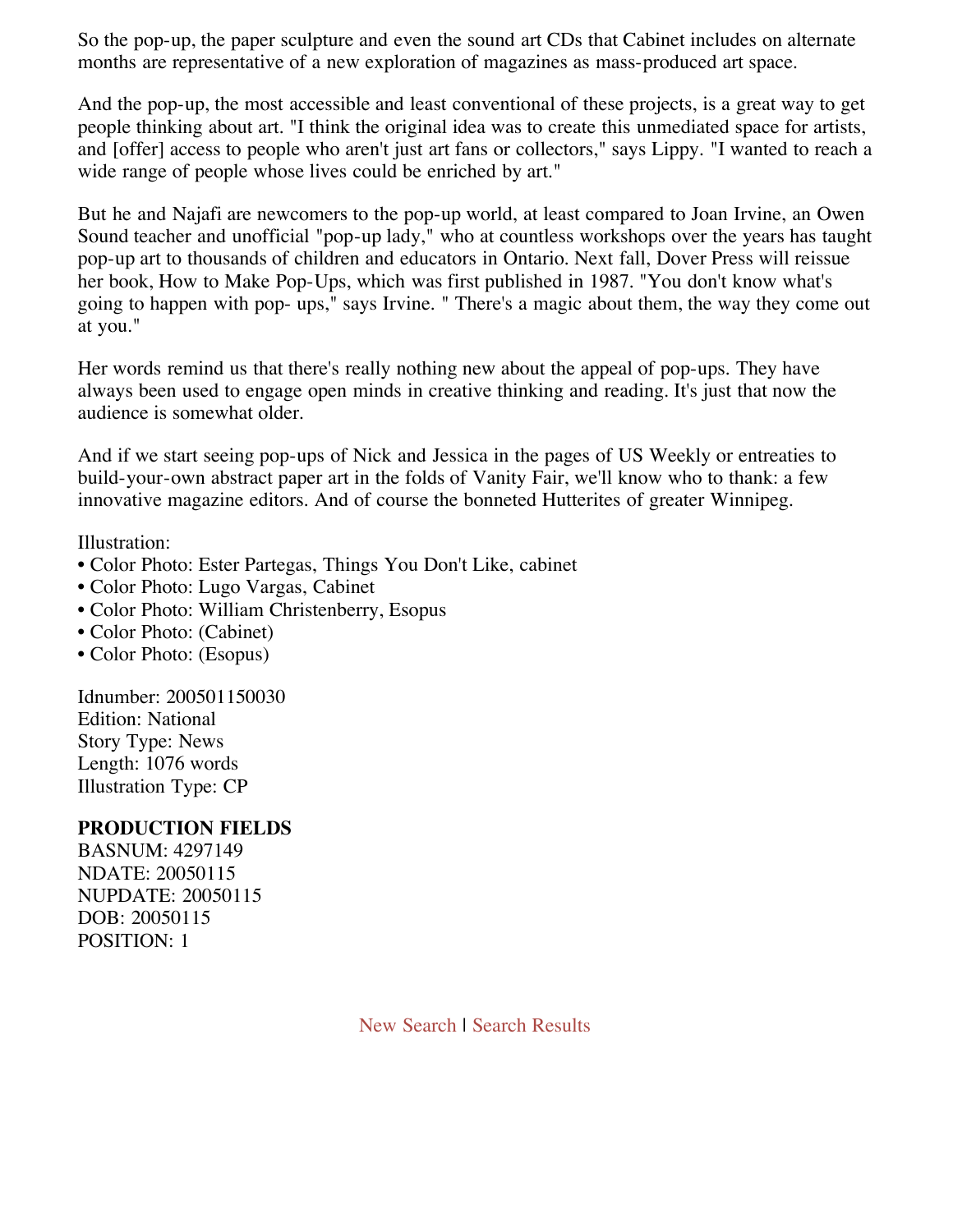So the pop-up, the paper sculpture and even the sound art CDs that Cabinet includes on alternate months are representative of a new exploration of magazines as mass-produced art space.

And the pop-up, the most accessible and least conventional of these projects, is a great way to get people thinking about art. "I think the original idea was to create this unmediated space for artists, and [offer] access to people who aren't just art fans or collectors," says Lippy. "I wanted to reach a wide range of people whose lives could be enriched by art."

But he and Najafi are newcomers to the pop-up world, at least compared to Joan Irvine, an Owen Sound teacher and unofficial "pop-up lady," who at countless workshops over the years has taught pop-up art to thousands of children and educators in Ontario. Next fall, Dover Press will reissue her book, How to Make Pop-Ups, which was first published in 1987. "You don't know what's going to happen with pop- ups," says Irvine. " There's a magic about them, the way they come out at you."

Her words remind us that there's really nothing new about the appeal of pop-ups. They have always been used to engage open minds in creative thinking and reading. It's just that now the audience is somewhat older.

And if we start seeing pop-ups of Nick and Jessica in the pages of US Weekly or entreaties to build-your-own abstract paper art in the folds of Vanity Fair, we'll know who to thank: a few innovative magazine editors. And of course the bonneted Hutterites of greater Winnipeg.

Illustration:
- Color Photo: Ester Partegas, Things You Don't Like, cabinet
- Color Photo: Lugo Vargas, Cabinet
- Color Photo: William Christenberry, Esopus
- Color Photo: (Cabinet)
- Color Photo: (Esopus)

Idnumber: 200501150030
Edition: National
Story Type: News
Length: 1076 words
Illustration Type: CP

**PRODUCTION FIELDS**
BASNUM: 4297149
NDATE: 20050115
NUPDATE: 20050115
DOB: 20050115
POSITION: 1

New Search | Search Results